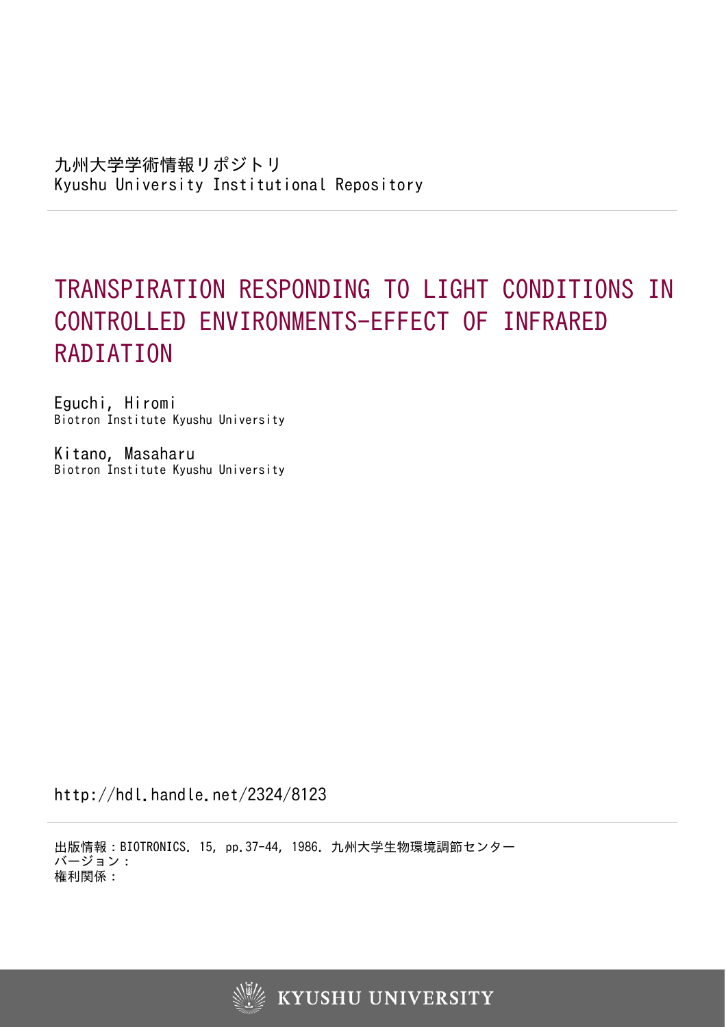九州大学学術情報リポジトリ
Kyushu University Institutional Repository

# TRANSPIRATION RESPONDING TO LIGHT CONDITIONS IN CONTROLLED ENVIRONMENTS-EFFECT OF INFRARED RADIATION

Eguchi, Hiromi
Biotron Institute Kyushu University

Kitano, Masaharu
Biotron Institute Kyushu University

http://hdl.handle.net/2324/8123

出版情報：BIOTRONICS. 15, pp.37-44, 1986. 九州大学生物環境調節センター
バージョン：
権利関係：

KYUSHU UNIVERSITY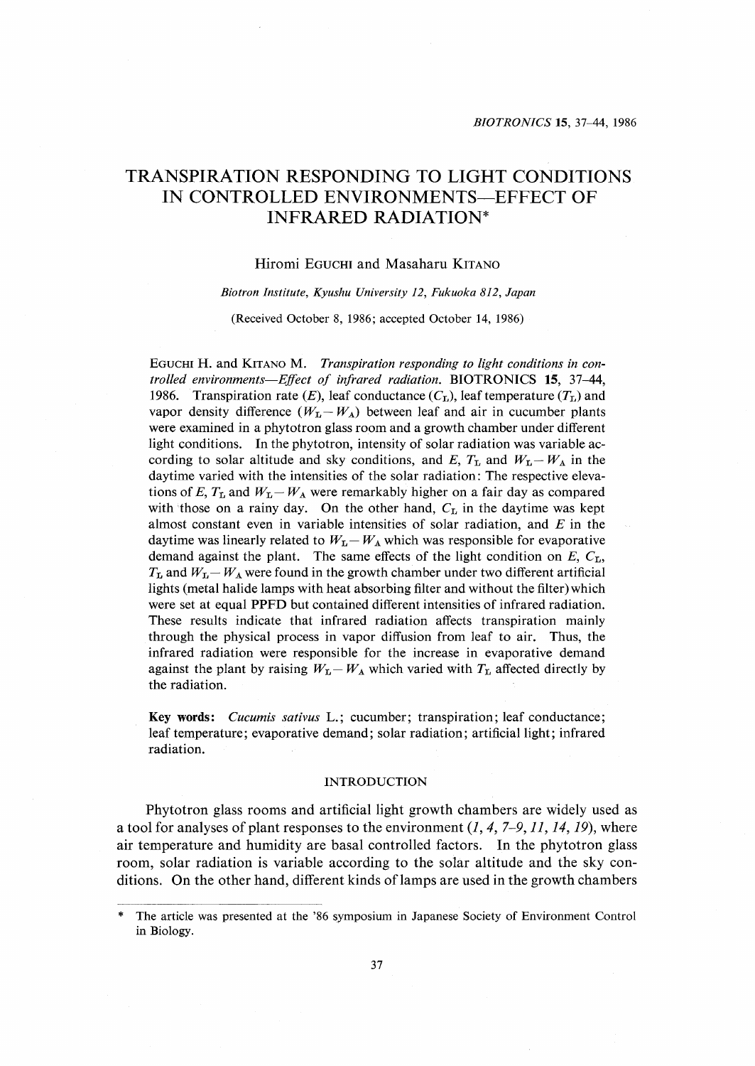# TRANSPIRATION RESPONDING TO LIGHT CONDITIONS IN CONTROLLED ENVIRONMENTS—EFFECT OF INFRARED RADIATION*

Hiromi EGUCHI and Masaharu KITANO

*Biotron Institute, Kyushu University 12, Fukuoka 812, Japan*

(Received October 8, 1986; accepted October 14, 1986)

EGUCHI H. and KITANO M. *Transpiration responding to light conditions in controlled environments—Effect of infrared radiation.* BIOTRONICS **15**, 37–44, 1986. Transpiration rate ($E$), leaf conductance ($C_L$), leaf temperature ($T_L$) and vapor density difference ($W_L - W_A$) between leaf and air in cucumber plants were examined in a phytotron glass room and a growth chamber under different light conditions. In the phytotron, intensity of solar radiation was variable according to solar altitude and sky conditions, and $E$, $T_L$ and $W_L - W_A$ in the daytime varied with the intensities of the solar radiation: The respective elevations of $E$, $T_L$ and $W_L - W_A$ were remarkably higher on a fair day as compared with those on a rainy day. On the other hand, $C_L$ in the daytime was kept almost constant even in variable intensities of solar radiation, and $E$ in the daytime was linearly related to $W_L - W_A$ which was responsible for evaporative demand against the plant. The same effects of the light condition on $E$, $C_L$, $T_L$ and $W_L - W_A$ were found in the growth chamber under two different artificial lights (metal halide lamps with heat absorbing filter and without the filter) which were set at equal PPFD but contained different intensities of infrared radiation. These results indicate that infrared radiation affects transpiration mainly through the physical process in vapor diffusion from leaf to air. Thus, the infrared radiation were responsible for the increase in evaporative demand against the plant by raising $W_L - W_A$ which varied with $T_L$ affected directly by the radiation.

**Key words:** *Cucumis sativus* L.; cucumber; transpiration; leaf conductance; leaf temperature; evaporative demand; solar radiation; artificial light; infrared radiation.

## INTRODUCTION

Phytotron glass rooms and artificial light growth chambers are widely used as a tool for analyses of plant responses to the environment (*1, 4, 7–9, 11, 14, 19*), where air temperature and humidity are basal controlled factors. In the phytotron glass room, solar radiation is variable according to the solar altitude and the sky conditions. On the other hand, different kinds of lamps are used in the growth chambers

---

\* The article was presented at the '86 symposium in Japanese Society of Environment Control in Biology.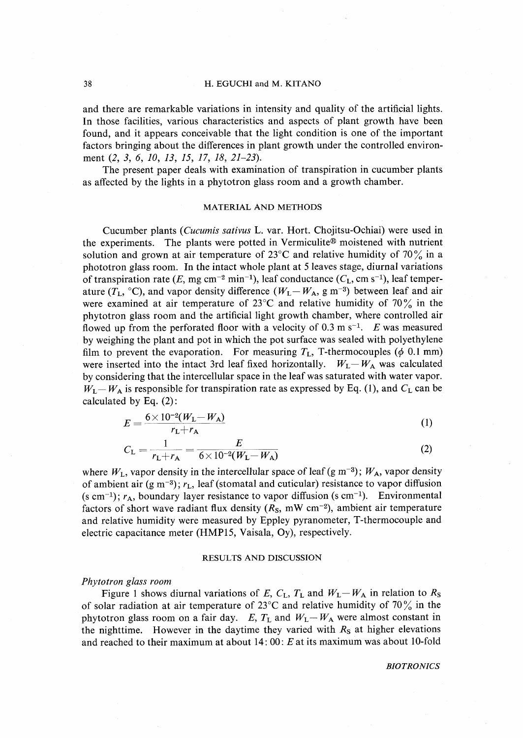and there are remarkable variations in intensity and quality of the artificial lights. In those facilities, various characteristics and aspects of plant growth have been found, and it appears conceivable that the light condition is one of the important factors bringing about the differences in plant growth under the controlled environment (*2, 3, 6, 10, 13, 15, 17, 18, 21–23*).

The present paper deals with examination of transpiration in cucumber plants as affected by the lights in a phytotron glass room and a growth chamber.

## MATERIAL AND METHODS

Cucumber plants (*Cucumis sativus* L. var. Hort. Chojitsu-Ochiai) were used in the experiments. The plants were potted in Vermiculite® moistened with nutrient solution and grown at air temperature of 23°C and relative humidity of 70% in a phototron glass room. In the intact whole plant at 5 leaves stage, diurnal variations of transpiration rate ($E$, mg cm$^{-2}$ min$^{-1}$), leaf conductance ($C_L$, cm s$^{-1}$), leaf temperature ($T_L$, °C), and vapor density difference ($W_L - W_A$, g m$^{-3}$) between leaf and air were examined at air temperature of 23°C and relative humidity of 70% in the phytotron glass room and the artificial light growth chamber, where controlled air flowed up from the perforated floor with a velocity of 0.3 m s$^{-1}$. $E$ was measured by weighing the plant and pot in which the pot surface was sealed with polyethylene film to prevent the evaporation. For measuring $T_L$, T-thermocouples ($\phi$ 0.1 mm) were inserted into the intact 3rd leaf fixed horizontally. $W_L - W_A$ was calculated by considering that the intercellular space in the leaf was saturated with water vapor. $W_L - W_A$ is responsible for transpiration rate as expressed by Eq. (1), and $C_L$ can be calculated by Eq. (2):

$$E = \frac{6 \times 10^{-2}(W_L - W_A)}{r_L + r_A} \tag{1}$$

$$C_L = \frac{1}{r_L + r_A} = \frac{E}{6 \times 10^{-2}(W_L - W_A)} \tag{2}$$

where $W_L$, vapor density in the intercellular space of leaf (g m$^{-3}$); $W_A$, vapor density of ambient air (g m$^{-3}$); $r_L$, leaf (stomatal and cuticular) resistance to vapor diffusion (s cm$^{-1}$); $r_A$, boundary layer resistance to vapor diffusion (s cm$^{-1}$). Environmental factors of short wave radiant flux density ($R_S$, mW cm$^{-2}$), ambient air temperature and relative humidity were measured by Eppley pyranometer, T-thermocouple and electric capacitance meter (HMP15, Vaisala, Oy), respectively.

## RESULTS AND DISCUSSION

### *Phytotron glass room*

Figure 1 shows diurnal variations of $E$, $C_L$, $T_L$ and $W_L - W_A$ in relation to $R_S$ of solar radiation at air temperature of 23°C and relative humidity of 70% in the phytotron glass room on a fair day. $E$, $T_L$ and $W_L - W_A$ were almost constant in the nighttime. However in the daytime they varied with $R_S$ at higher elevations and reached to their maximum at about 14:00: $E$ at its maximum was about 10-fold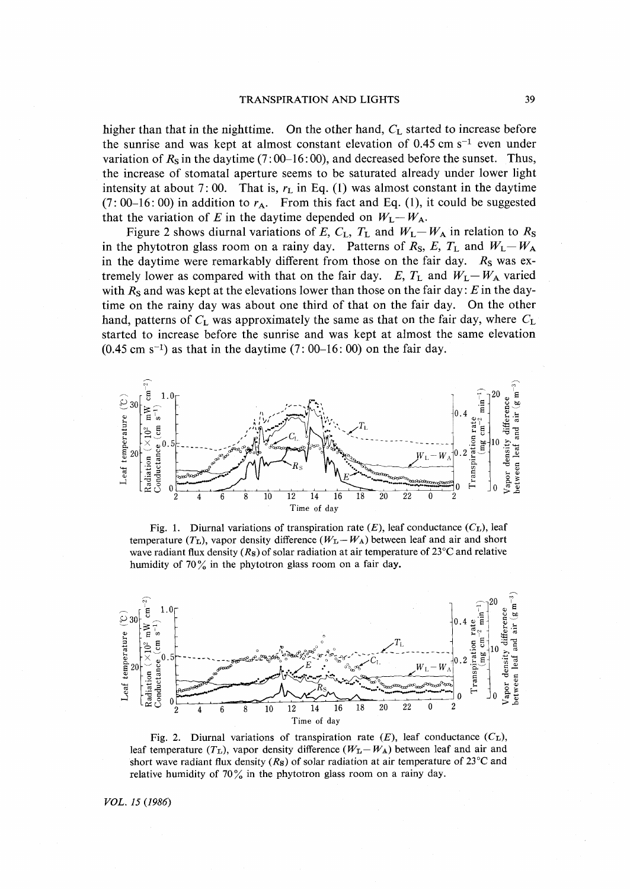higher than that in the nighttime. On the other hand, $C_L$ started to increase before the sunrise and was kept at almost constant elevation of 0.45 cm $s^{-1}$ even under variation of $R_S$ in the daytime (7:00–16:00), and decreased before the sunset. Thus, the increase of stomatal aperture seems to be saturated already under lower light intensity at about 7:00. That is, $r_L$ in Eq. (1) was almost constant in the daytime (7:00–16:00) in addition to $r_A$. From this fact and Eq. (1), it could be suggested that the variation of $E$ in the daytime depended on $W_L - W_A$.

Figure 2 shows diurnal variations of $E$, $C_L$, $T_L$ and $W_L - W_A$ in relation to $R_S$ in the phytotron glass room on a rainy day. Patterns of $R_S$, $E$, $T_L$ and $W_L - W_A$ in the daytime were remarkably different from those on the fair day. $R_S$ was extremely lower as compared with that on the fair day. $E$, $T_L$ and $W_L - W_A$ varied with $R_S$ and was kept at the elevations lower than those on the fair day: $E$ in the daytime on the rainy day was about one third of that on the fair day. On the other hand, patterns of $C_L$ was approximately the same as that on the fair day, where $C_L$ started to increase before the sunrise and was kept at almost the same elevation (0.45 cm $s^{-1}$) as that in the daytime (7:00–16:00) on the fair day.

Fig. 1. Diurnal variations of transpiration rate ($E$), leaf conductance ($C_L$), leaf temperature ($T_L$), vapor density difference ($W_L - W_A$) between leaf and air and short wave radiant flux density ($R_S$) of solar radiation at air temperature of 23°C and relative humidity of 70% in the phytotron glass room on a fair day.

Fig. 2. Diurnal variations of transpiration rate ($E$), leaf conductance ($C_L$), leaf temperature ($T_L$), vapor density difference ($W_L - W_A$) between leaf and air and short wave radiant flux density ($R_S$) of solar radiation at air temperature of 23°C and relative humidity of 70% in the phytotron glass room on a rainy day.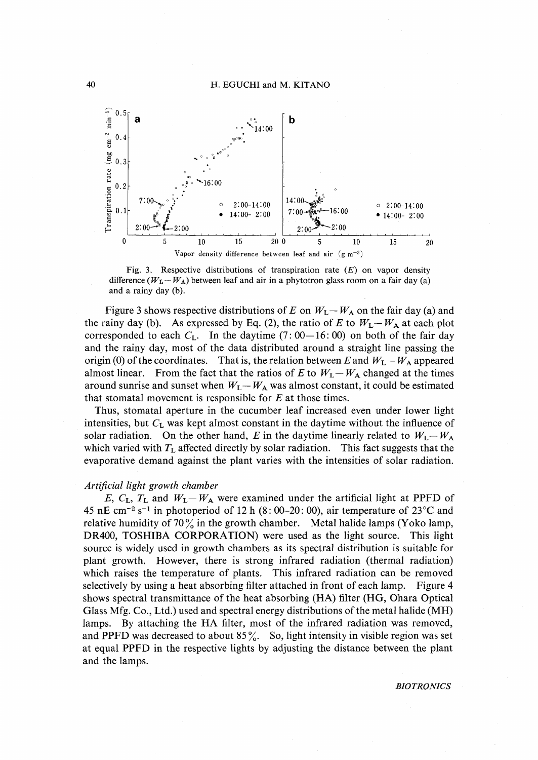Fig. 3. Respective distributions of transpiration rate ($E$) on vapor density difference ($W_L - W_A$) between leaf and air in a phytotron glass room on a fair day (a) and a rainy day (b).

Figure 3 shows respective distributions of $E$ on $W_L - W_A$ on the fair day (a) and the rainy day (b). As expressed by Eq. (2), the ratio of $E$ to $W_L - W_A$ at each plot corresponded to each $C_L$. In the daytime (7:00—16:00) on both of the fair day and the rainy day, most of the data distributed around a straight line passing the origin (0) of the coordinates. That is, the relation between $E$ and $W_L - W_A$ appeared almost linear. From the fact that the ratios of $E$ to $W_L - W_A$ changed at the times around sunrise and sunset when $W_L - W_A$ was almost constant, it could be estimated that stomatal movement is responsible for $E$ at those times.

Thus, stomatal aperture in the cucumber leaf increased even under lower light intensities, but $C_L$ was kept almost constant in the daytime without the influence of solar radiation. On the other hand, $E$ in the daytime linearly related to $W_L - W_A$ which varied with $T_L$ affected directly by solar radiation. This fact suggests that the evaporative demand against the plant varies with the intensities of solar radiation.

*Artificial light growth chamber*

$E$, $C_L$, $T_L$ and $W_L - W_A$ were examined under the artificial light at PPFD of 45 nE $cm^{-2}$ $s^{-1}$ in photoperiod of 12 h (8:00–20:00), air temperature of 23°C and relative humidity of 70% in the growth chamber. Metal halide lamps (Yoko lamp, DR400, TOSHIBA CORPORATION) were used as the light source. This light source is widely used in growth chambers as its spectral distribution is suitable for plant growth. However, there is strong infrared radiation (thermal radiation) which raises the temperature of plants. This infrared radiation can be removed selectively by using a heat absorbing filter attached in front of each lamp. Figure 4 shows spectral transmittance of the heat absorbing (HA) filter (HG, Ohara Optical Glass Mfg. Co., Ltd.) used and spectral energy distributions of the metal halide (MH) lamps. By attaching the HA filter, most of the infrared radiation was removed, and PPFD was decreased to about 85%. So, light intensity in visible region was set at equal PPFD in the respective lights by adjusting the distance between the plant and the lamps.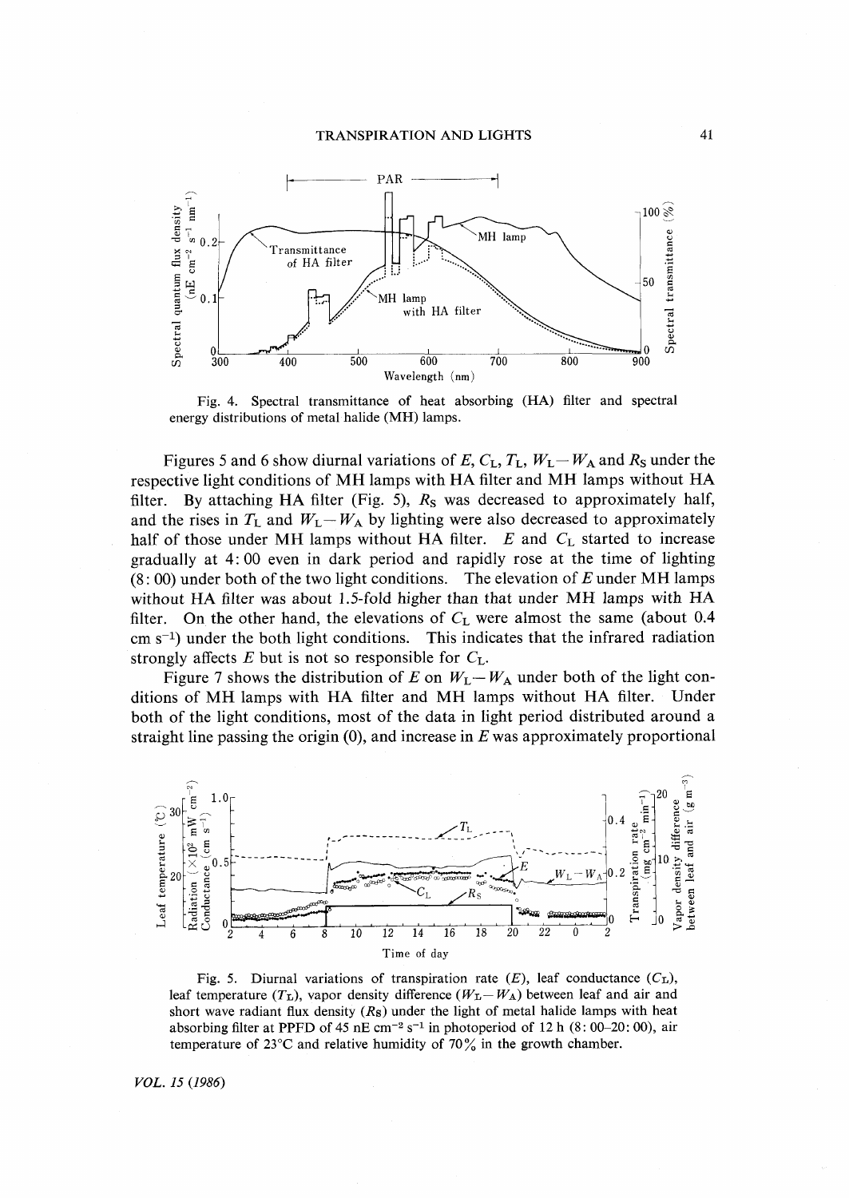Fig. 4. Spectral transmittance of heat absorbing (HA) filter and spectral energy distributions of metal halide (MH) lamps.

Figures 5 and 6 show diurnal variations of $E$, $C_L$, $T_L$, $W_L - W_A$ and $R_S$ under the respective light conditions of MH lamps with HA filter and MH lamps without HA filter. By attaching HA filter (Fig. 5), $R_S$ was decreased to approximately half, and the rises in $T_L$ and $W_L - W_A$ by lighting were also decreased to approximately half of those under MH lamps without HA filter. $E$ and $C_L$ started to increase gradually at 4:00 even in dark period and rapidly rose at the time of lighting (8:00) under both of the two light conditions. The elevation of $E$ under MH lamps without HA filter was about 1.5-fold higher than that under MH lamps with HA filter. On the other hand, the elevations of $C_L$ were almost the same (about 0.4 cm $s^{-1}$) under the both light conditions. This indicates that the infrared radiation strongly affects $E$ but is not so responsible for $C_L$.

Figure 7 shows the distribution of $E$ on $W_L - W_A$ under both of the light conditions of MH lamps with HA filter and MH lamps without HA filter. Under both of the light conditions, most of the data in light period distributed around a straight line passing the origin (0), and increase in $E$ was approximately proportional

Fig. 5. Diurnal variations of transpiration rate ($E$), leaf conductance ($C_L$), leaf temperature ($T_L$), vapor density difference ($W_L - W_A$) between leaf and air and short wave radiant flux density ($R_S$) under the light of metal halide lamps with heat absorbing filter at PPFD of 45 nE $cm^{-2}$ $s^{-1}$ in photoperiod of 12 h (8:00–20:00), air temperature of 23°C and relative humidity of 70% in the growth chamber.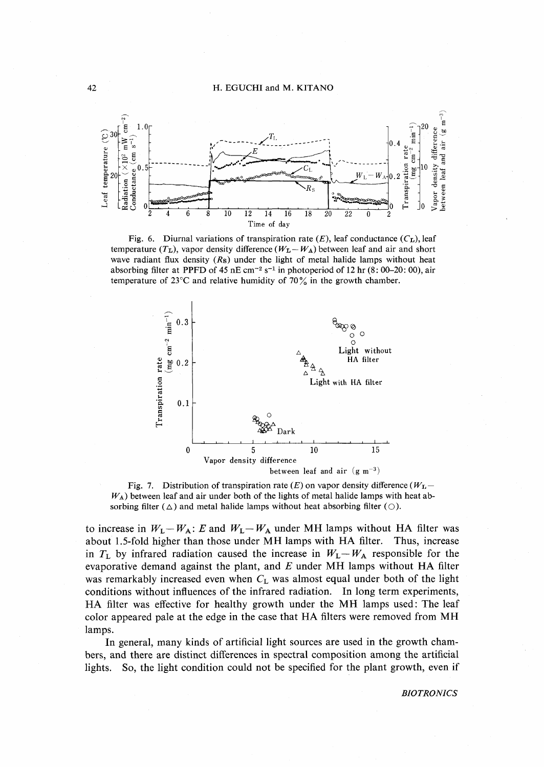Fig. 6. Diurnal variations of transpiration rate ($E$), leaf conductance ($C_L$), leaf temperature ($T_L$), vapor density difference ($W_L - W_A$) between leaf and air and short wave radiant flux density ($R_S$) under the light of metal halide lamps without heat absorbing filter at PPFD of 45 nE cm$^{-2}$ s$^{-1}$ in photoperiod of 12 hr (8:00–20:00), air temperature of 23°C and relative humidity of 70% in the growth chamber.

Fig. 7. Distribution of transpiration rate ($E$) on vapor density difference ($W_L - W_A$) between leaf and air under both of the lights of metal halide lamps with heat absorbing filter (△) and metal halide lamps without heat absorbing filter (○).

to increase in $W_L - W_A$: $E$ and $W_L - W_A$ under MH lamps without HA filter was about 1.5-fold higher than those under MH lamps with HA filter. Thus, increase in $T_L$ by infrared radiation caused the increase in $W_L - W_A$ responsible for the evaporative demand against the plant, and $E$ under MH lamps without HA filter was remarkably increased even when $C_L$ was almost equal under both of the light conditions without influences of the infrared radiation. In long term experiments, HA filter was effective for healthy growth under the MH lamps used: The leaf color appeared pale at the edge in the case that HA filters were removed from MH lamps.

In general, many kinds of artificial light sources are used in the growth chambers, and there are distinct differences in spectral composition among the artificial lights. So, the light condition could not be specified for the plant growth, even if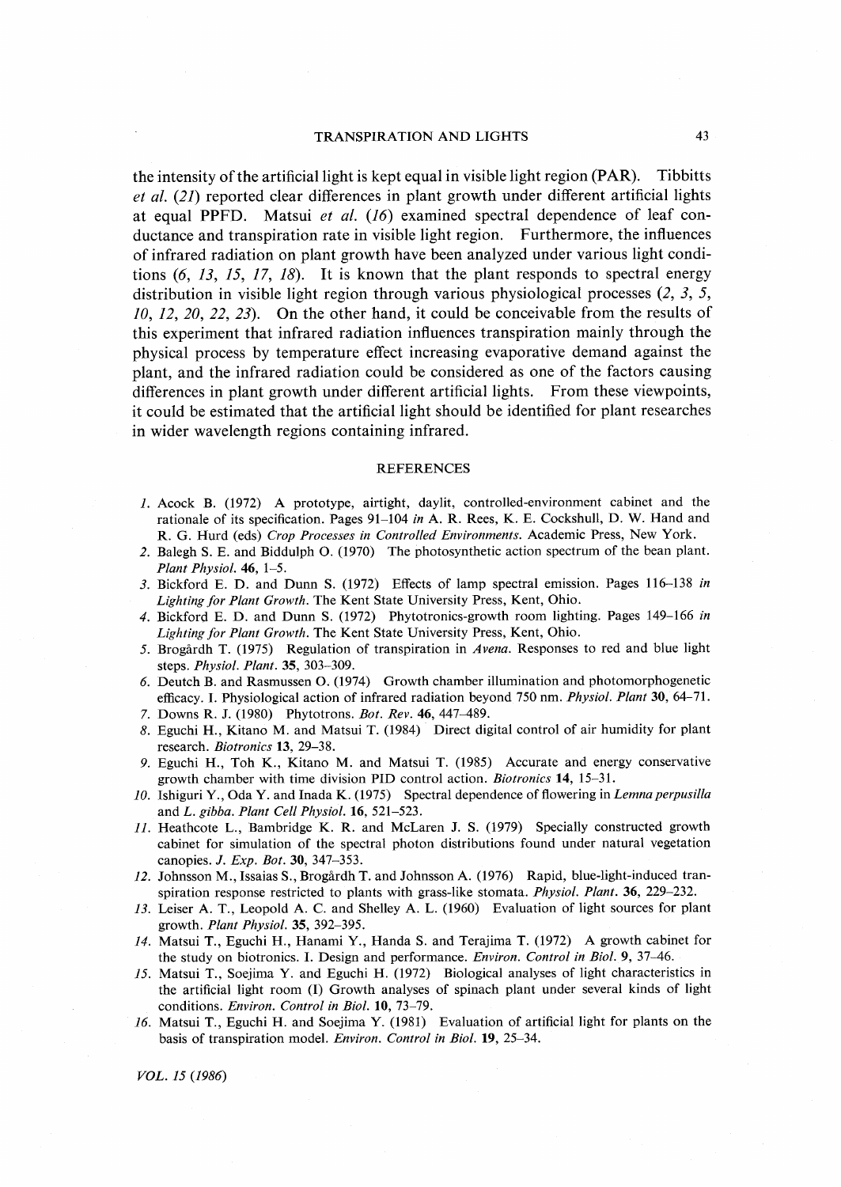the intensity of the artificial light is kept equal in visible light region (PAR). Tibbitts *et al.* (*21*) reported clear differences in plant growth under different artificial lights at equal PPFD. Matsui *et al.* (*16*) examined spectral dependence of leaf conductance and transpiration rate in visible light region. Furthermore, the influences of infrared radiation on plant growth have been analyzed under various light conditions (*6, 13, 15, 17, 18*). It is known that the plant responds to spectral energy distribution in visible light region through various physiological processes (*2, 3, 5, 10, 12, 20, 22, 23*). On the other hand, it could be conceivable from the results of this experiment that infrared radiation influences transpiration mainly through the physical process by temperature effect increasing evaporative demand against the plant, and the infrared radiation could be considered as one of the factors causing differences in plant growth under different artificial lights. From these viewpoints, it could be estimated that the artificial light should be identified for plant researches in wider wavelength regions containing infrared.

## REFERENCES

1. Acock B. (1972) A prototype, airtight, daylit, controlled-environment cabinet and the rationale of its specification. Pages 91–104 *in* A. R. Rees, K. E. Cockshull, D. W. Hand and R. G. Hurd (eds) *Crop Processes in Controlled Environments*. Academic Press, New York.
2. Balegh S. E. and Biddulph O. (1970) The photosynthetic action spectrum of the bean plant. *Plant Physiol.* **46**, 1–5.
3. Bickford E. D. and Dunn S. (1972) Effects of lamp spectral emission. Pages 116–138 *in Lighting for Plant Growth*. The Kent State University Press, Kent, Ohio.
4. Bickford E. D. and Dunn S. (1972) Phytotronics-growth room lighting. Pages 149–166 *in Lighting for Plant Growth*. The Kent State University Press, Kent, Ohio.
5. Brogårdh T. (1975) Regulation of transpiration in *Avena*. Responses to red and blue light steps. *Physiol. Plant.* **35**, 303–309.
6. Deutch B. and Rasmussen O. (1974) Growth chamber illumination and photomorphogenetic efficacy. I. Physiological action of infrared radiation beyond 750 nm. *Physiol. Plant* **30**, 64–71.
7. Downs R. J. (1980) Phytotrons. *Bot. Rev.* **46**, 447–489.
8. Eguchi H., Kitano M. and Matsui T. (1984) Direct digital control of air humidity for plant research. *Biotronics* **13**, 29–38.
9. Eguchi H., Toh K., Kitano M. and Matsui T. (1985) Accurate and energy conservative growth chamber with time division PID control action. *Biotronics* **14**, 15–31.
10. Ishiguri Y., Oda Y. and Inada K. (1975) Spectral dependence of flowering in *Lemna perpusilla* and *L. gibba*. *Plant Cell Physiol.* **16**, 521–523.
11. Heathcote L., Bambridge K. R. and McLaren J. S. (1979) Specially constructed growth cabinet for simulation of the spectral photon distributions found under natural vegetation canopies. *J. Exp. Bot.* **30**, 347–353.
12. Johnsson M., Issaias S., Brogårdh T. and Johnsson A. (1976) Rapid, blue-light-induced transpiration response restricted to plants with grass-like stomata. *Physiol. Plant.* **36**, 229–232.
13. Leiser A. T., Leopold A. C. and Shelley A. L. (1960) Evaluation of light sources for plant growth. *Plant Physiol.* **35**, 392–395.
14. Matsui T., Eguchi H., Hanami Y., Handa S. and Terajima T. (1972) A growth cabinet for the study on biotronics. I. Design and performance. *Environ. Control in Biol.* **9**, 37–46.
15. Matsui T., Soejima Y. and Eguchi H. (1972) Biological analyses of light characteristics in the artificial light room (I) Growth analyses of spinach plant under several kinds of light conditions. *Environ. Control in Biol.* **10**, 73–79.
16. Matsui T., Eguchi H. and Soejima Y. (1981) Evaluation of artificial light for plants on the basis of transpiration model. *Environ. Control in Biol.* **19**, 25–34.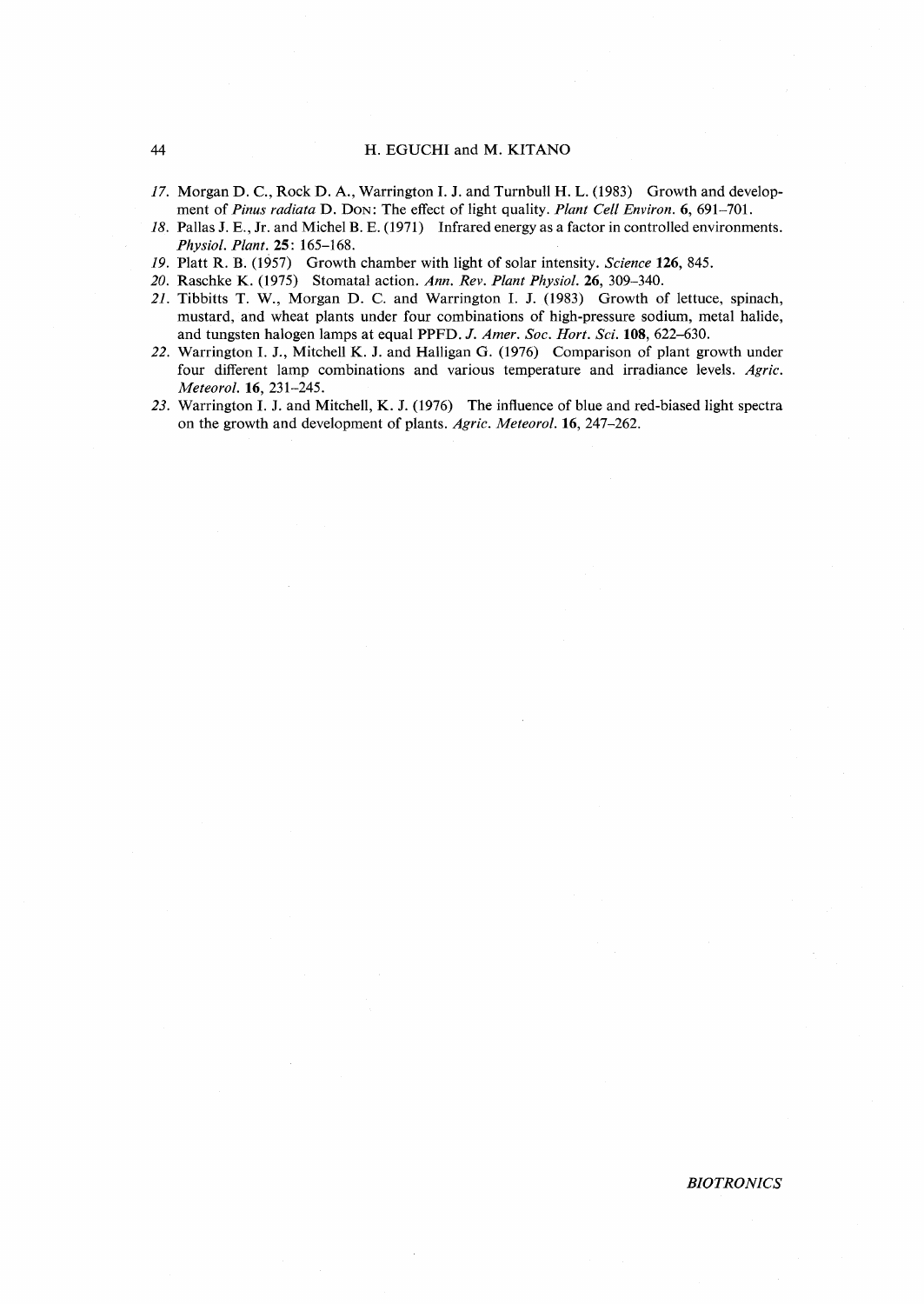17. Morgan D. C., Rock D. A., Warrington I. J. and Turnbull H. L. (1983) Growth and development of *Pinus radiata* D. Don: The effect of light quality. *Plant Cell Environ.* **6**, 691–701.
18. Pallas J. E., Jr. and Michel B. E. (1971) Infrared energy as a factor in controlled environments. *Physiol. Plant.* **25**: 165–168.
19. Platt R. B. (1957) Growth chamber with light of solar intensity. *Science* **126**, 845.
20. Raschke K. (1975) Stomatal action. *Ann. Rev. Plant Physiol.* **26**, 309–340.
21. Tibbitts T. W., Morgan D. C. and Warrington I. J. (1983) Growth of lettuce, spinach, mustard, and wheat plants under four combinations of high-pressure sodium, metal halide, and tungsten halogen lamps at equal PPFD. *J. Amer. Soc. Hort. Sci.* **108**, 622–630.
22. Warrington I. J., Mitchell K. J. and Halligan G. (1976) Comparison of plant growth under four different lamp combinations and various temperature and irradiance levels. *Agric. Meteorol.* **16**, 231–245.
23. Warrington I. J. and Mitchell, K. J. (1976) The influence of blue and red-biased light spectra on the growth and development of plants. *Agric. Meteorol.* **16**, 247–262.